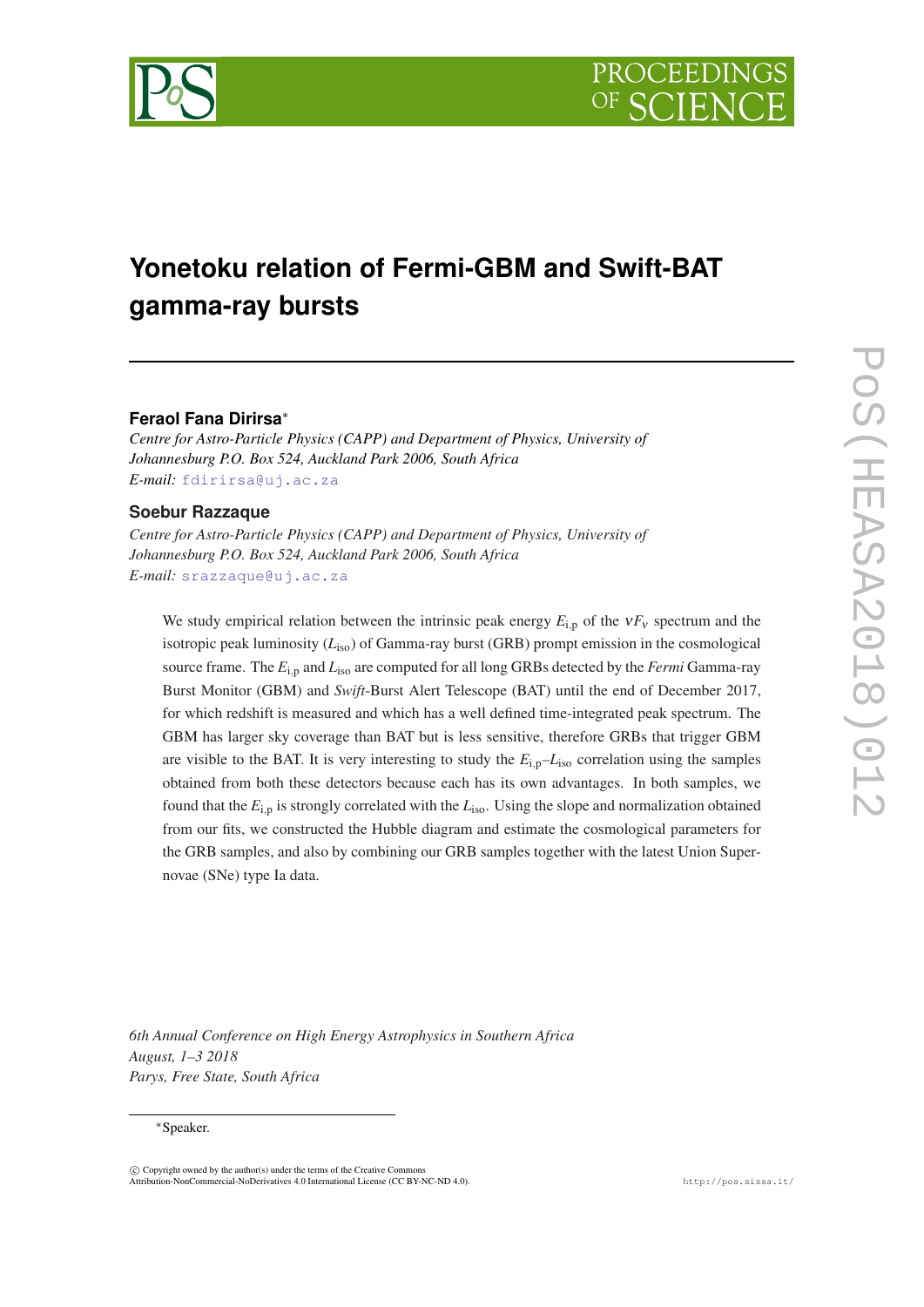# Yonetoku relation of Fermi-GBM and Swift-BAT gamma-ray bursts

**Feraol Fana Dirirsa***

*Centre for Astro-Particle Physics (CAPP) and Department of Physics, University of Johannesburg P.O. Box 524, Auckland Park 2006, South Africa*
*E-mail:* fdirirsa@uj.ac.za

**Soebur Razzaque**

*Centre for Astro-Particle Physics (CAPP) and Department of Physics, University of Johannesburg P.O. Box 524, Auckland Park 2006, South Africa*
*E-mail:* srazzaque@uj.ac.za

We study empirical relation between the intrinsic peak energy $E_{\rm i,p}$ of the $\nu F_\nu$ spectrum and the isotropic peak luminosity ($L_{\rm iso}$) of Gamma-ray burst (GRB) prompt emission in the cosmological source frame. The $E_{\rm i,p}$ and $L_{\rm iso}$ are computed for all long GRBs detected by the *Fermi* Gamma-ray Burst Monitor (GBM) and *Swift*-Burst Alert Telescope (BAT) until the end of December 2017, for which redshift is measured and which has a well defined time-integrated peak spectrum. The GBM has larger sky coverage than BAT but is less sensitive, therefore GRBs that trigger GBM are visible to the BAT. It is very interesting to study the $E_{\rm i,p}$–$L_{\rm iso}$ correlation using the samples obtained from both these detectors because each has its own advantages. In both samples, we found that the $E_{\rm i,p}$ is strongly correlated with the $L_{\rm iso}$. Using the slope and normalization obtained from our fits, we constructed the Hubble diagram and estimate the cosmological parameters for the GRB samples, and also by combining our GRB samples together with the latest Union Supernovae (SNe) type Ia data.

*6th Annual Conference on High Energy Astrophysics in Southern Africa*
*August, 1–3 2018*
*Parys, Free State, South Africa*

*Speaker.

© Copyright owned by the author(s) under the terms of the Creative Commons Attribution-NonCommercial-NoDerivatives 4.0 International License (CC BY-NC-ND 4.0).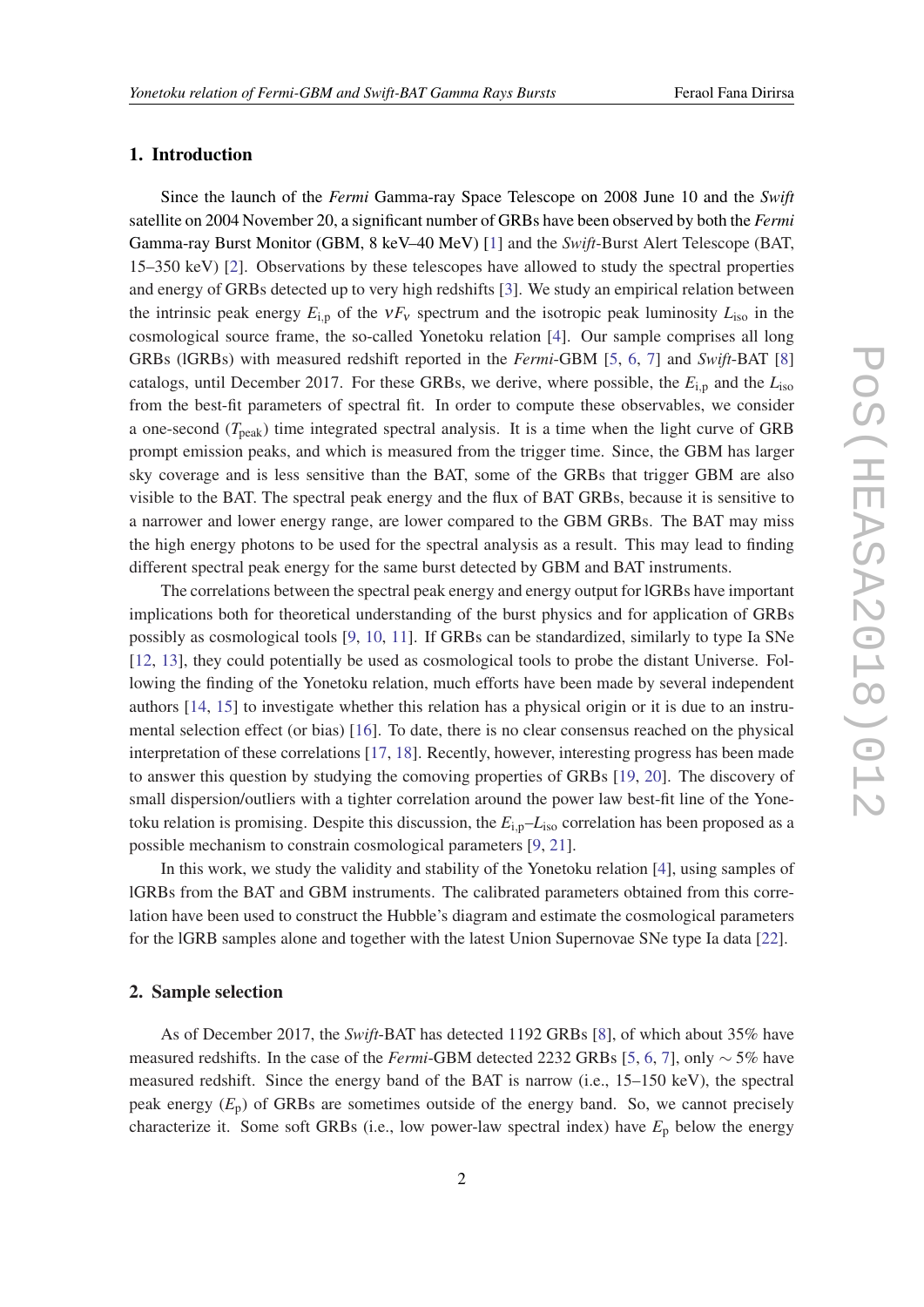## 1. Introduction

Since the launch of the *Fermi* Gamma-ray Space Telescope on 2008 June 10 and the *Swift* satellite on 2004 November 20, a significant number of GRBs have been observed by both the *Fermi* Gamma-ray Burst Monitor (GBM, 8 keV–40 MeV) [1] and the *Swift*-Burst Alert Telescope (BAT, 15–350 keV) [2]. Observations by these telescopes have allowed to study the spectral properties and energy of GRBs detected up to very high redshifts [3]. We study an empirical relation between the intrinsic peak energy $E_{\rm i,p}$ of the $\nu F_\nu$ spectrum and the isotropic peak luminosity $L_{\rm iso}$ in the cosmological source frame, the so-called Yonetoku relation [4]. Our sample comprises all long GRBs (lGRBs) with measured redshift reported in the *Fermi*-GBM [5, 6, 7] and *Swift*-BAT [8] catalogs, until December 2017. For these GRBs, we derive, where possible, the $E_{\rm i,p}$ and the $L_{\rm iso}$ from the best-fit parameters of spectral fit. In order to compute these observables, we consider a one-second ($T_{\rm peak}$) time integrated spectral analysis. It is a time when the light curve of GRB prompt emission peaks, and which is measured from the trigger time. Since, the GBM has larger sky coverage and is less sensitive than the BAT, some of the GRBs that trigger GBM are also visible to the BAT. The spectral peak energy and the flux of BAT GRBs, because it is sensitive to a narrower and lower energy range, are lower compared to the GBM GRBs. The BAT may miss the high energy photons to be used for the spectral analysis as a result. This may lead to finding different spectral peak energy for the same burst detected by GBM and BAT instruments.

The correlations between the spectral peak energy and energy output for lGRBs have important implications both for theoretical understanding of the burst physics and for application of GRBs possibly as cosmological tools [9, 10, 11]. If GRBs can be standardized, similarly to type Ia SNe [12, 13], they could potentially be used as cosmological tools to probe the distant Universe. Following the finding of the Yonetoku relation, much efforts have been made by several independent authors [14, 15] to investigate whether this relation has a physical origin or it is due to an instrumental selection effect (or bias) [16]. To date, there is no clear consensus reached on the physical interpretation of these correlations [17, 18]. Recently, however, interesting progress has been made to answer this question by studying the comoving properties of GRBs [19, 20]. The discovery of small dispersion/outliers with a tighter correlation around the power law best-fit line of the Yonetoku relation is promising. Despite this discussion, the $E_{\rm i,p}$–$L_{\rm iso}$ correlation has been proposed as a possible mechanism to constrain cosmological parameters [9, 21].

In this work, we study the validity and stability of the Yonetoku relation [4], using samples of lGRBs from the BAT and GBM instruments. The calibrated parameters obtained from this correlation have been used to construct the Hubble's diagram and estimate the cosmological parameters for the lGRB samples alone and together with the latest Union Supernovae SNe type Ia data [22].

## 2. Sample selection

As of December 2017, the *Swift*-BAT has detected 1192 GRBs [8], of which about 35% have measured redshifts. In the case of the *Fermi*-GBM detected 2232 GRBs [5, 6, 7], only $\sim 5\%$ have measured redshift. Since the energy band of the BAT is narrow (i.e., 15–150 keV), the spectral peak energy ($E_{\rm p}$) of GRBs are sometimes outside of the energy band. So, we cannot precisely characterize it. Some soft GRBs (i.e., low power-law spectral index) have $E_{\rm p}$ below the energy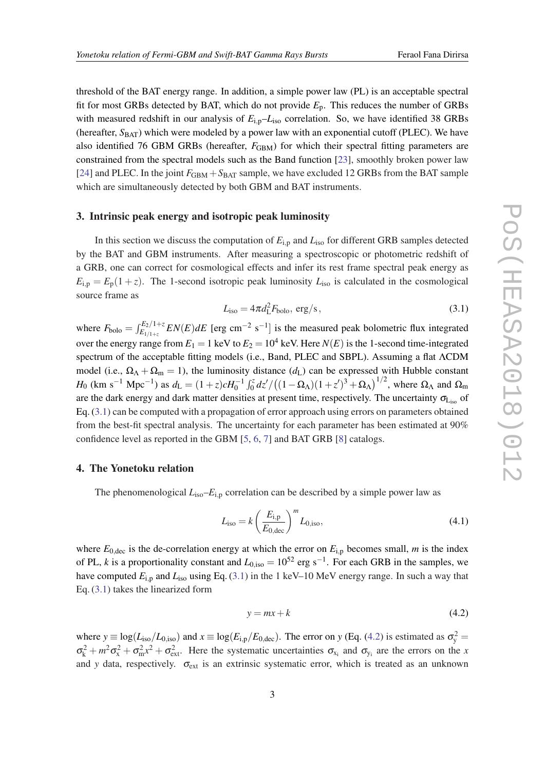threshold of the BAT energy range. In addition, a simple power law (PL) is an acceptable spectral fit for most GRBs detected by BAT, which do not provide $E_{\rm p}$. This reduces the number of GRBs with measured redshift in our analysis of $E_{\rm i,p}$–$L_{\rm iso}$ correlation. So, we have identified 38 GRBs (hereafter, $S_{\rm BAT}$) which were modeled by a power law with an exponential cutoff (PLEC). We have also identified 76 GBM GRBs (hereafter, $F_{\rm GBM}$) for which their spectral fitting parameters are constrained from the spectral models such as the Band function [23], smoothly broken power law [24] and PLEC. In the joint $F_{\rm GBM}+S_{\rm BAT}$ sample, we have excluded 12 GRBs from the BAT sample which are simultaneously detected by both GBM and BAT instruments.

## 3. Intrinsic peak energy and isotropic peak luminosity

In this section we discuss the computation of $E_{\rm i,p}$ and $L_{\rm iso}$ for different GRB samples detected by the BAT and GBM instruments. After measuring a spectroscopic or photometric redshift of a GRB, one can correct for cosmological effects and infer its rest frame spectral peak energy as $E_{\rm i,p} = E_{\rm p}(1+z)$. The 1-second isotropic peak luminosity $L_{\rm iso}$ is calculated in the cosmological source frame as

$$L_{\rm iso} = 4\pi d_{\rm L}^2 F_{\rm bolo},\ {\rm erg/s}, \tag{3.1}$$

where $F_{\rm bolo} = \int_{E_{1/1+z}}^{E_2/1+z} EN(E)dE$ [erg cm$^{-2}$ s$^{-1}$] is the measured peak bolometric flux integrated over the energy range from $E_1 = 1$ keV to $E_2 = 10^4$ keV. Here $N(E)$ is the 1-second time-integrated spectrum of the acceptable fitting models (i.e., Band, PLEC and SBPL). Assuming a flat ΛCDM model (i.e., $\Omega_\Lambda + \Omega_{\rm m} = 1$), the luminosity distance ($d_{\rm L}$) can be expressed with Hubble constant $H_0$ (km s$^{-1}$ Mpc$^{-1}$) as $d_{\rm L} = (1+z)cH_0^{-1}\int_0^z dz'/\left((1-\Omega_\Lambda)(1+z')^3+\Omega_\Lambda\right)^{1/2}$, where $\Omega_\Lambda$ and $\Omega_{\rm m}$ are the dark energy and dark matter densities at present time, respectively. The uncertainty $\sigma_{L_{\rm iso}}$ of Eq. (3.1) can be computed with a propagation of error approach using errors on parameters obtained from the best-fit spectral analysis. The uncertainty for each parameter has been estimated at 90% confidence level as reported in the GBM [5, 6, 7] and BAT GRB [8] catalogs.

## 4. The Yonetoku relation

The phenomenological $L_{\rm iso}$–$E_{\rm i,p}$ correlation can be described by a simple power law as

$$L_{\rm iso} = k\left(\frac{E_{\rm i,p}}{E_{\rm 0,dec}}\right)^m L_{\rm 0,iso}, \tag{4.1}$$

where $E_{\rm 0,dec}$ is the de-correlation energy at which the error on $E_{\rm i,p}$ becomes small, $m$ is the index of PL, $k$ is a proportionality constant and $L_{\rm 0,iso} = 10^{52}$ erg s$^{-1}$. For each GRB in the samples, we have computed $E_{\rm i,p}$ and $L_{\rm iso}$ using Eq. (3.1) in the 1 keV–10 MeV energy range. In such a way that Eq. (3.1) takes the linearized form

$$y = mx + k \tag{4.2}$$

where $y \equiv \log(L_{\rm iso}/L_{\rm 0,iso})$ and $x \equiv \log(E_{\rm i,p}/E_{\rm 0,dec})$. The error on $y$ (Eq. (4.2) is estimated as $\sigma_{\rm y}^2 = \sigma_{\rm k}^2 + m^2\sigma_{\rm x}^2 + \sigma_{\rm m}^2 x^2 + \sigma_{\rm ext}^2$. Here the systematic uncertainties $\sigma_{\rm x_i}$ and $\sigma_{\rm y_i}$ are the errors on the $x$ and $y$ data, respectively. $\sigma_{\rm ext}$ is an extrinsic systematic error, which is treated as an unknown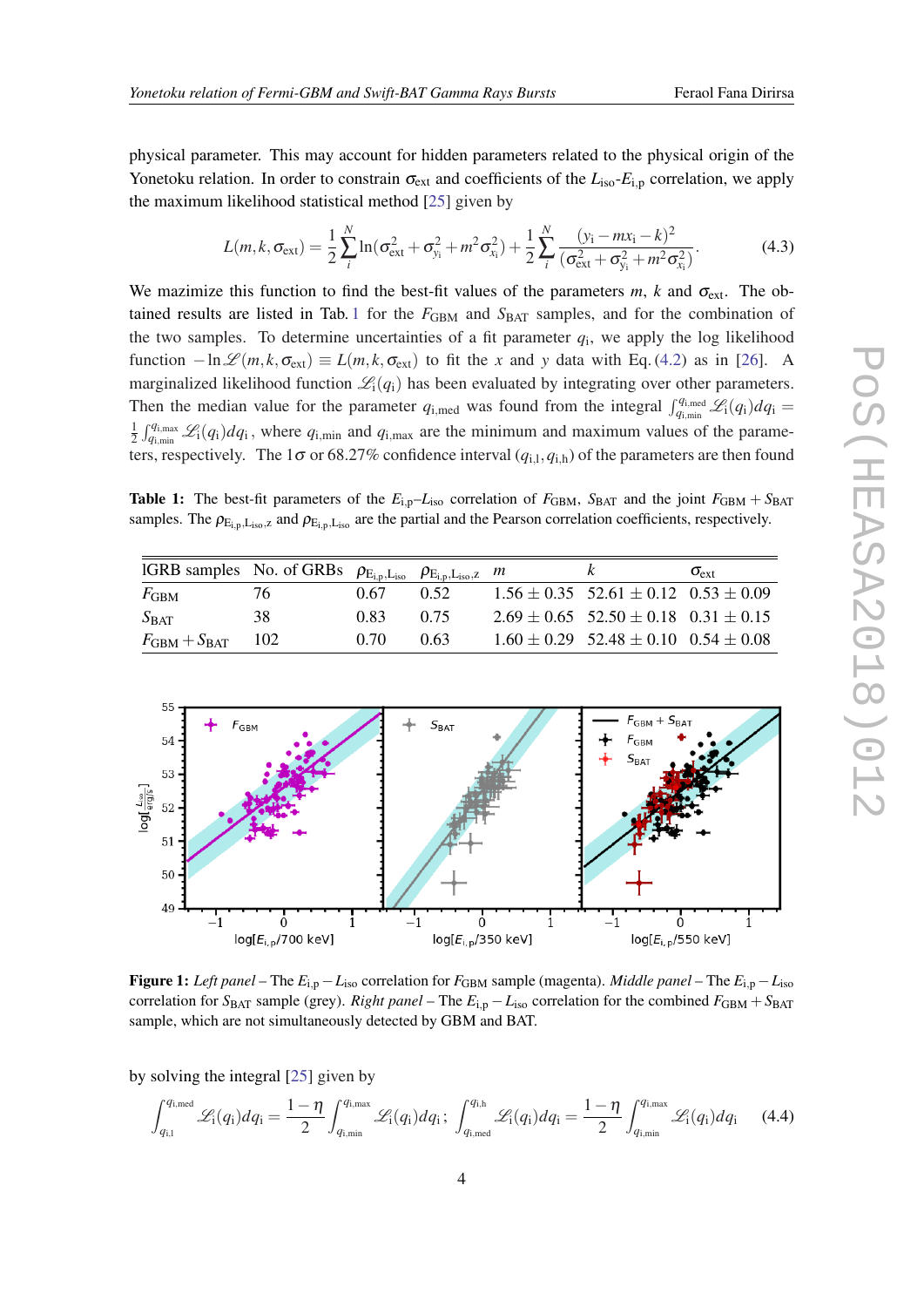physical parameter. This may account for hidden parameters related to the physical origin of the Yonetoku relation. In order to constrain $\sigma_{\rm ext}$ and coefficients of the $L_{\rm iso}$-$E_{\rm i,p}$ correlation, we apply the maximum likelihood statistical method [25] given by

$$L(m,k,\sigma_{\rm ext}) = \frac{1}{2}\sum_i^N \ln(\sigma_{\rm ext}^2 + \sigma_{y_i}^2 + m^2\sigma_{x_i}^2) + \frac{1}{2}\sum_i^N \frac{(y_i - mx_i - k)^2}{(\sigma_{\rm ext}^2 + \sigma_{y_i}^2 + m^2\sigma_{x_i}^2)}. \tag{4.3}$$

We mazimize this function to find the best-fit values of the parameters $m$, $k$ and $\sigma_{\rm ext}$. The obtained results are listed in Tab. 1 for the $F_{\rm GBM}$ and $S_{\rm BAT}$ samples, and for the combination of the two samples. To determine uncertainties of a fit parameter $q_{\rm i}$, we apply the log likelihood function $-\ln\mathscr{L}(m,k,\sigma_{\rm ext}) \equiv L(m,k,\sigma_{\rm ext})$ to fit the $x$ and $y$ data with Eq. (4.2) as in [26]. A marginalized likelihood function $\mathscr{L}_{\rm i}(q_{\rm i})$ has been evaluated by integrating over other parameters. Then the median value for the parameter $q_{\rm i,med}$ was found from the integral $\int_{q_{\rm i,min}}^{q_{\rm i,med}} \mathscr{L}_{\rm i}(q_{\rm i})dq_{\rm i} = \frac{1}{2}\int_{q_{\rm i,min}}^{q_{\rm i,max}} \mathscr{L}_{\rm i}(q_{\rm i})dq_{\rm i}$, where $q_{\rm i,min}$ and $q_{\rm i,max}$ are the minimum and maximum values of the parameters, respectively. The $1\sigma$ or 68.27% confidence interval $(q_{\rm i,l}, q_{\rm i,h})$ of the parameters are then found

**Table 1:** The best-fit parameters of the $E_{\rm i,p}$–$L_{\rm iso}$ correlation of $F_{\rm GBM}$, $S_{\rm BAT}$ and the joint $F_{\rm GBM}+S_{\rm BAT}$ samples. The $\rho_{\rm E_{i,p},L_{iso},z}$ and $\rho_{\rm E_{i,p},L_{iso}}$ are the partial and the Pearson correlation coefficients, respectively.

| lGRB samples | No. of GRBs | $\rho_{\rm E_{i,p},L_{iso}}$ | $\rho_{\rm E_{i,p},L_{iso},z}$ | $m$ | $k$ | $\sigma_{\rm ext}$ |
|---|---|---|---|---|---|---|
| $F_{\rm GBM}$ | 76 | 0.67 | 0.52 | $1.56 \pm 0.35$ | $52.61 \pm 0.12$ | $0.53 \pm 0.09$ |
| $S_{\rm BAT}$ | 38 | 0.83 | 0.75 | $2.69 \pm 0.65$ | $52.50 \pm 0.18$ | $0.31 \pm 0.15$ |
| $F_{\rm GBM}+S_{\rm BAT}$ | 102 | 0.70 | 0.63 | $1.60 \pm 0.29$ | $52.48 \pm 0.10$ | $0.54 \pm 0.08$ |

**Figure 1:** *Left panel* – The $E_{\rm i,p} - L_{\rm iso}$ correlation for $F_{\rm GBM}$ sample (magenta). *Middle panel* – The $E_{\rm i,p} - L_{\rm iso}$ correlation for $S_{\rm BAT}$ sample (grey). *Right panel* – The $E_{\rm i,p} - L_{\rm iso}$ correlation for the combined $F_{\rm GBM}+S_{\rm BAT}$ sample, which are not simultaneously detected by GBM and BAT.

by solving the integral [25] given by

$$\int_{q_{\rm i,l}}^{q_{\rm i,med}} \mathscr{L}_{\rm i}(q_{\rm i})dq_{\rm i} = \frac{1-\eta}{2}\int_{q_{\rm i,min}}^{q_{\rm i,max}} \mathscr{L}_{\rm i}(q_{\rm i})dq_{\rm i}\,; \quad \int_{q_{\rm i,med}}^{q_{\rm i,h}} \mathscr{L}_{\rm i}(q_{\rm i})dq_{\rm i} = \frac{1-\eta}{2}\int_{q_{\rm i,min}}^{q_{\rm i,max}} \mathscr{L}_{\rm i}(q_{\rm i})dq_{\rm i} \tag{4.4}$$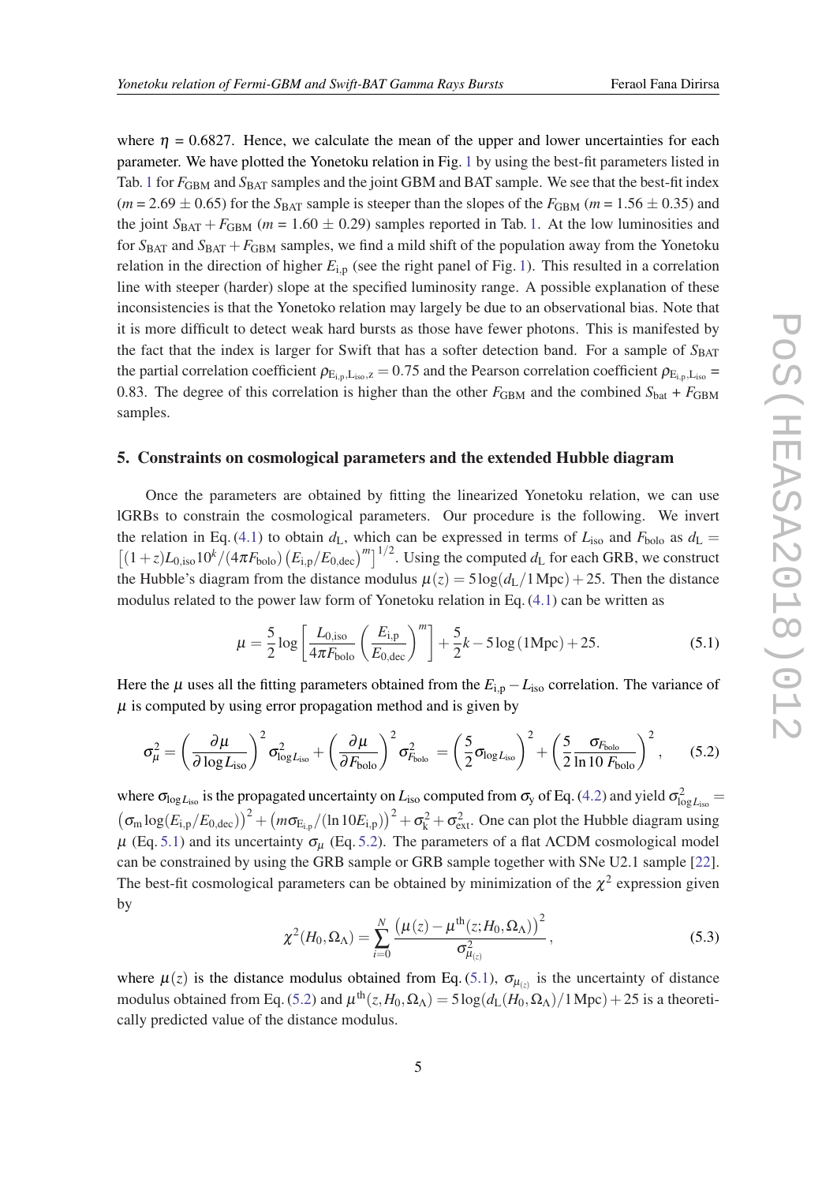where $\eta$ = 0.6827. Hence, we calculate the mean of the upper and lower uncertainties for each parameter. We have plotted the Yonetoku relation in Fig. 1 by using the best-fit parameters listed in Tab. 1 for $F_{\rm GBM}$ and $S_{\rm BAT}$ samples and the joint GBM and BAT sample. We see that the best-fit index ($m$ = 2.69 $\pm$ 0.65) for the $S_{\rm BAT}$ sample is steeper than the slopes of the $F_{\rm GBM}$ ($m$ = 1.56 $\pm$ 0.35) and the joint $S_{\rm BAT}+F_{\rm GBM}$ ($m$ = 1.60 $\pm$ 0.29) samples reported in Tab. 1. At the low luminosities and for $S_{\rm BAT}$ and $S_{\rm BAT}+F_{\rm GBM}$ samples, we find a mild shift of the population away from the Yonetoku relation in the direction of higher $E_{\rm i,p}$ (see the right panel of Fig. 1). This resulted in a correlation line with steeper (harder) slope at the specified luminosity range. A possible explanation of these inconsistencies is that the Yonetoko relation may largely be due to an observational bias. Note that it is more difficult to detect weak hard bursts as those have fewer photons. This is manifested by the fact that the index is larger for Swift that has a softer detection band. For a sample of $S_{\rm BAT}$ the partial correlation coefficient $\rho_{\rm E_{i,p},L_{iso},z} = 0.75$ and the Pearson correlation coefficient $\rho_{\rm E_{i,p},L_{iso}} =$ 0.83. The degree of this correlation is higher than the other $F_{\rm GBM}$ and the combined $S_{\rm bat}$ + $F_{\rm GBM}$ samples.

## 5. Constraints on cosmological parameters and the extended Hubble diagram

Once the parameters are obtained by fitting the linearized Yonetoku relation, we can use lGRBs to constrain the cosmological parameters. Our procedure is the following. We invert the relation in Eq. (4.1) to obtain $d_{\rm L}$, which can be expressed in terms of $L_{\rm iso}$ and $F_{\rm bolo}$ as $d_{\rm L} = \left[(1+z)L_{0,\rm iso}10^k/(4\pi F_{\rm bolo})\left(E_{\rm i,p}/E_{0,\rm dec}\right)^m\right]^{1/2}$. Using the computed $d_{\rm L}$ for each GRB, we construct the Hubble's diagram from the distance modulus $\mu(z) = 5\log(d_{\rm L}/1\,{\rm Mpc})+25$. Then the distance modulus related to the power law form of Yonetoku relation in Eq. (4.1) can be written as

$$\mu = \frac{5}{2}\log\left[\frac{L_{0,\rm iso}}{4\pi F_{\rm bolo}}\left(\frac{E_{\rm i,p}}{E_{0,\rm dec}}\right)^m\right]+\frac{5}{2}k-5\log\left(1\,{\rm Mpc}\right)+25. \tag{5.1}$$

Here the $\mu$ uses all the fitting parameters obtained from the $E_{\rm i,p}-L_{\rm iso}$ correlation. The variance of $\mu$ is computed by using error propagation method and is given by

$$\sigma_\mu^2 = \left(\frac{\partial\mu}{\partial\log L_{\rm iso}}\right)^2\sigma^2_{\log L_{\rm iso}}+\left(\frac{\partial\mu}{\partial F_{\rm bolo}}\right)^2\sigma^2_{F_{\rm bolo}} = \left(\frac{5}{2}\sigma_{\log L_{\rm iso}}\right)^2+\left(\frac{5}{2}\frac{\sigma_{F_{\rm bolo}}}{\ln 10\,F_{\rm bolo}}\right)^2, \tag{5.2}$$

where $\sigma_{\log L_{\rm iso}}$ is the propagated uncertainty on $L_{\rm iso}$ computed from $\sigma_{\rm y}$ of Eq. (4.2) and yield $\sigma^2_{\log L_{\rm iso}} = \left(\sigma_{\rm m}\log(E_{\rm i,p}/E_{0,\rm dec})\right)^2+\left(m\sigma_{\rm E_{i,p}}/(\ln 10 E_{\rm i,p})\right)^2+\sigma_{\rm k}^2+\sigma_{\rm ext}^2$. One can plot the Hubble diagram using $\mu$ (Eq. 5.1) and its uncertainty $\sigma_\mu$ (Eq. 5.2). The parameters of a flat ΛCDM cosmological model can be constrained by using the GRB sample or GRB sample together with SNe U2.1 sample [22]. The best-fit cosmological parameters can be obtained by minimization of the $\chi^2$ expression given by

$$\chi^2(H_0,\Omega_\Lambda) = \sum_{i=0}^{N}\frac{\left(\mu(z)-\mu^{\rm th}(z;H_0,\Omega_\Lambda)\right)^2}{\sigma^2_{\mu_{(z)}}}, \tag{5.3}$$

where $\mu(z)$ is the distance modulus obtained from Eq. (5.1), $\sigma_{\mu_{(z)}}$ is the uncertainty of distance modulus obtained from Eq. (5.2) and $\mu^{\rm th}(z,H_0,\Omega_\Lambda) = 5\log(d_{\rm L}(H_0,\Omega_\Lambda)/1\,{\rm Mpc})+25$ is a theoretically predicted value of the distance modulus.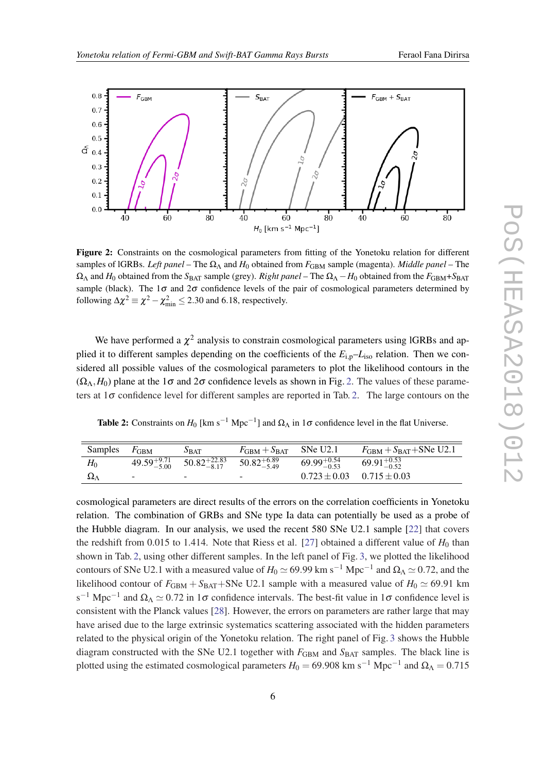**Figure 2:** Constraints on the cosmological parameters from fitting of the Yonetoku relation for different samples of lGRBs. *Left panel* – The $\Omega_\Lambda$ and $H_0$ obtained from $F_{\rm GBM}$ sample (magenta). *Middle panel* – The $\Omega_\Lambda$ and $H_0$ obtained from the $S_{\rm BAT}$ sample (grey). *Right panel* – The $\Omega_\Lambda - H_0$ obtained from the $F_{\rm GBM}$+$S_{\rm BAT}$ sample (black). The $1\sigma$ and $2\sigma$ confidence levels of the pair of cosmological parameters determined by following $\Delta\chi^2 \equiv \chi^2 - \chi^2_{\rm min} \leq 2.30$ and 6.18, respectively.

We have performed a $\chi^2$ analysis to constrain cosmological parameters using lGRBs and applied it to different samples depending on the coefficients of the $E_{\rm i,p}$–$L_{\rm iso}$ relation. Then we considered all possible values of the cosmological parameters to plot the likelihood contours in the $(\Omega_\Lambda, H_0)$ plane at the $1\sigma$ and $2\sigma$ confidence levels as shown in Fig. 2. The values of these parameters at $1\sigma$ confidence level for different samples are reported in Tab. 2. The large contours on the cosmological parameters are direct results of the errors on the correlation coefficients in Yonetoku relation. The combination of GRBs and SNe type Ia data can potentially be used as a probe of the Hubble diagram. In our analysis, we used the recent 580 SNe U2.1 sample [22] that covers the redshift from 0.015 to 1.414. Note that Riess et al. [27] obtained a different value of $H_0$ than shown in Tab. 2, using other different samples. In the left panel of Fig. 3, we plotted the likelihood contours of SNe U2.1 with a measured value of $H_0 \simeq 69.99$ km s$^{-1}$ Mpc$^{-1}$ and $\Omega_\Lambda \simeq 0.72$, and the likelihood contour of $F_{\rm GBM} + S_{\rm BAT}$+SNe U2.1 sample with a measured value of $H_0 \simeq 69.91$ km s$^{-1}$ Mpc$^{-1}$ and $\Omega_\Lambda \simeq 0.72$ in $1\sigma$ confidence intervals. The best-fit value in $1\sigma$ confidence level is consistent with the Planck values [28]. However, the errors on parameters are rather large that may have arised due to the large extrinsic systematics scattering associated with the hidden parameters related to the physical origin of the Yonetoku relation. The right panel of Fig. 3 shows the Hubble diagram constructed with the SNe U2.1 together with $F_{\rm GBM}$ and $S_{\rm BAT}$ samples. The black line is plotted using the estimated cosmological parameters $H_0 = 69.908$ km s$^{-1}$ Mpc$^{-1}$ and $\Omega_\Lambda = 0.715$

**Table 2:** Constraints on $H_0$ [km s$^{-1}$ Mpc$^{-1}$] and $\Omega_\Lambda$ in $1\sigma$ confidence level in the flat Universe.

| Samples | $F_{\rm GBM}$ | $S_{\rm BAT}$ | $F_{\rm GBM} + S_{\rm BAT}$ | SNe U2.1 | $F_{\rm GBM} + S_{\rm BAT}$+SNe U2.1 |
|---|---|---|---|---|---|
| $H_0$ | $49.59^{+9.71}_{-5.00}$ | $50.82^{+22.83}_{-8.17}$ | $50.82^{+6.89}_{-5.49}$ | $69.99^{+0.54}_{-0.53}$ | $69.91^{+0.53}_{-0.52}$ |
| $\Omega_\Lambda$ | - | - | - | $0.723 \pm 0.03$ | $0.715 \pm 0.03$ |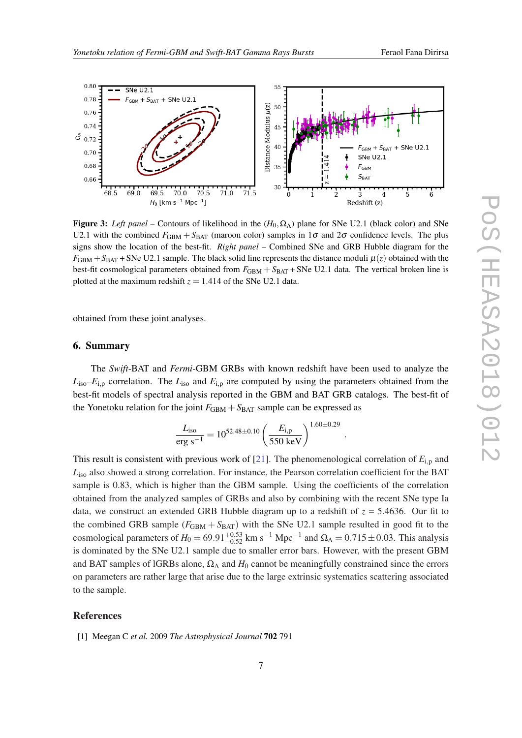**Figure 3:** *Left panel* – Contours of likelihood in the $(H_0, \Omega_\Lambda)$ plane for SNe U2.1 (black color) and SNe U2.1 with the combined $F_{\rm GBM} + S_{\rm BAT}$ (maroon color) samples in $1\sigma$ and $2\sigma$ confidence levels. The plus signs show the location of the best-fit. *Right panel* – Combined SNe and GRB Hubble diagram for the $F_{\rm GBM} + S_{\rm BAT}$ + SNe U2.1 sample. The black solid line represents the distance moduli $\mu(z)$ obtained with the best-fit cosmological parameters obtained from $F_{\rm GBM} + S_{\rm BAT}$ + SNe U2.1 data. The vertical broken line is plotted at the maximum redshift $z = 1.414$ of the SNe U2.1 data.

obtained from these joint analyses.

## 6. Summary

The *Swift*-BAT and *Fermi*-GBM GRBs with known redshift have been used to analyze the $L_{\rm iso}$–$E_{\rm i,p}$ correlation. The $L_{\rm iso}$ and $E_{\rm i,p}$ are computed by using the parameters obtained from the best-fit models of spectral analysis reported in the GBM and BAT GRB catalogs. The best-fit of the Yonetoku relation for the joint $F_{\rm GBM} + S_{\rm BAT}$ sample can be expressed as

$$\frac{L_{\rm iso}}{\rm erg\ s^{-1}} = 10^{52.48 \pm 0.10} \left( \frac{E_{\rm i,p}}{550\ \rm keV} \right)^{1.60 \pm 0.29}.$$

This result is consistent with previous work of [21]. The phenomenological correlation of $E_{\rm i,p}$ and $L_{\rm iso}$ also showed a strong correlation. For instance, the Pearson correlation coefficient for the BAT sample is 0.83, which is higher than the GBM sample. Using the coefficients of the correlation obtained from the analyzed samples of GRBs and also by combining with the recent SNe type Ia data, we construct an extended GRB Hubble diagram up to a redshift of $z$ = 5.4636. Our fit to the combined GRB sample ($F_{\rm GBM} + S_{\rm BAT}$) with the SNe U2.1 sample resulted in good fit to the cosmological parameters of $H_0 = 69.91^{+0.53}_{-0.52}$ km s$^{-1}$ Mpc$^{-1}$ and $\Omega_\Lambda = 0.715 \pm 0.03$. This analysis is dominated by the SNe U2.1 sample due to smaller error bars. However, with the present GBM and BAT samples of lGRBs alone, $\Omega_\Lambda$ and $H_0$ cannot be meaningfully constrained since the errors on parameters are rather large that arise due to the large extrinsic systematics scattering associated to the sample.

## References

[1] Meegan C *et al.* 2009 *The Astrophysical Journal* **702** 791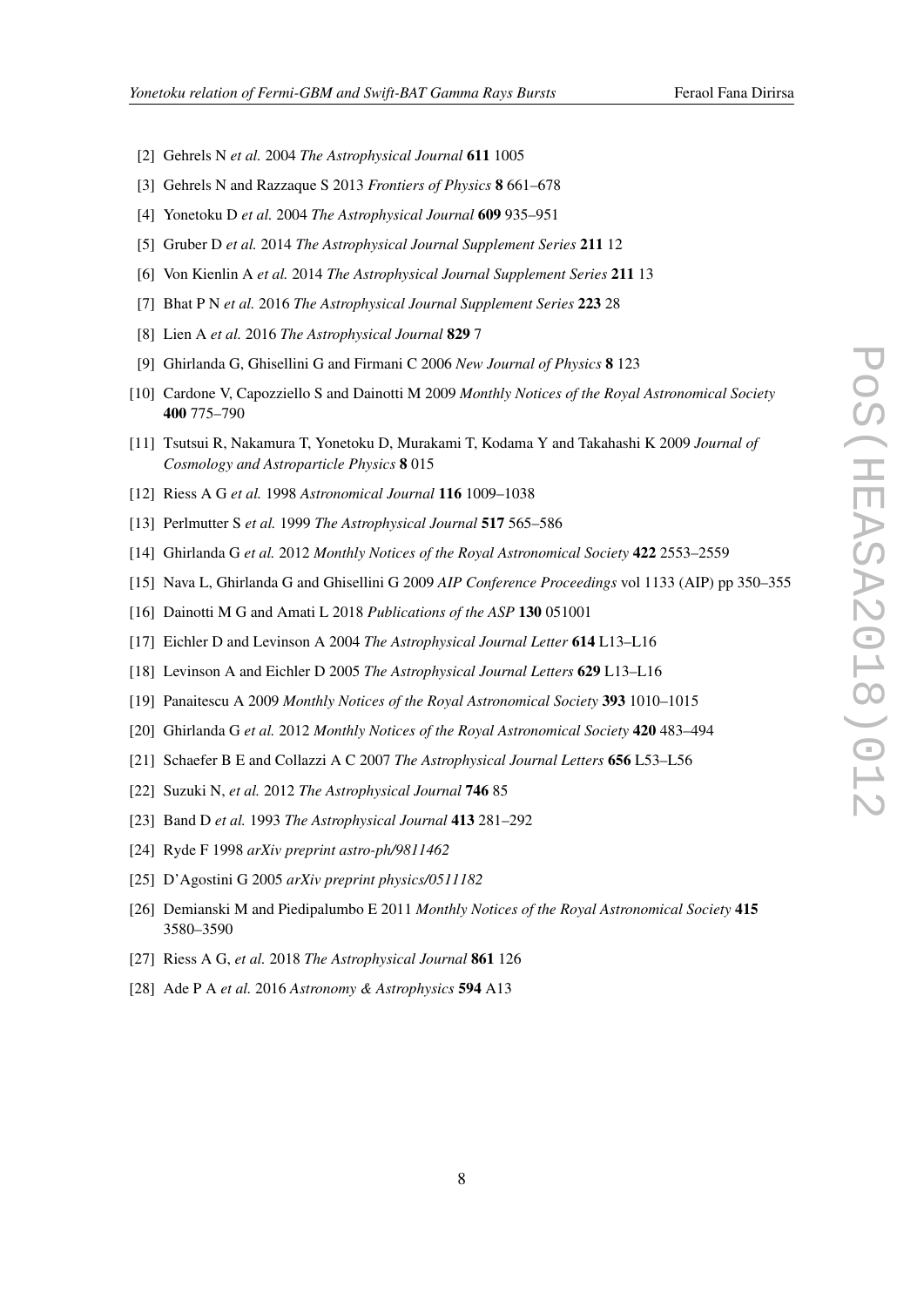[2] Gehrels N *et al.* 2004 *The Astrophysical Journal* **611** 1005

[3] Gehrels N and Razzaque S 2013 *Frontiers of Physics* **8** 661–678

[4] Yonetoku D *et al.* 2004 *The Astrophysical Journal* **609** 935–951

[5] Gruber D *et al.* 2014 *The Astrophysical Journal Supplement Series* **211** 12

[6] Von Kienlin A *et al.* 2014 *The Astrophysical Journal Supplement Series* **211** 13

[7] Bhat P N *et al.* 2016 *The Astrophysical Journal Supplement Series* **223** 28

[8] Lien A *et al.* 2016 *The Astrophysical Journal* **829** 7

[9] Ghirlanda G, Ghisellini G and Firmani C 2006 *New Journal of Physics* **8** 123

[10] Cardone V, Capozziello S and Dainotti M 2009 *Monthly Notices of the Royal Astronomical Society* **400** 775–790

[11] Tsutsui R, Nakamura T, Yonetoku D, Murakami T, Kodama Y and Takahashi K 2009 *Journal of Cosmology and Astroparticle Physics* **8** 015

[12] Riess A G *et al.* 1998 *Astronomical Journal* **116** 1009–1038

[13] Perlmutter S *et al.* 1999 *The Astrophysical Journal* **517** 565–586

[14] Ghirlanda G *et al.* 2012 *Monthly Notices of the Royal Astronomical Society* **422** 2553–2559

[15] Nava L, Ghirlanda G and Ghisellini G 2009 *AIP Conference Proceedings* vol 1133 (AIP) pp 350–355

[16] Dainotti M G and Amati L 2018 *Publications of the ASP* **130** 051001

[17] Eichler D and Levinson A 2004 *The Astrophysical Journal Letter* **614** L13–L16

[18] Levinson A and Eichler D 2005 *The Astrophysical Journal Letters* **629** L13–L16

[19] Panaitescu A 2009 *Monthly Notices of the Royal Astronomical Society* **393** 1010–1015

[20] Ghirlanda G *et al.* 2012 *Monthly Notices of the Royal Astronomical Society* **420** 483–494

[21] Schaefer B E and Collazzi A C 2007 *The Astrophysical Journal Letters* **656** L53–L56

[22] Suzuki N, *et al.* 2012 *The Astrophysical Journal* **746** 85

[23] Band D *et al.* 1993 *The Astrophysical Journal* **413** 281–292

[24] Ryde F 1998 *arXiv preprint astro-ph/9811462*

[25] D'Agostini G 2005 *arXiv preprint physics/0511182*

[26] Demianski M and Piedipalumbo E 2011 *Monthly Notices of the Royal Astronomical Society* **415** 3580–3590

[27] Riess A G, *et al.* 2018 *The Astrophysical Journal* **861** 126

[28] Ade P A *et al.* 2016 *Astronomy & Astrophysics* **594** A13